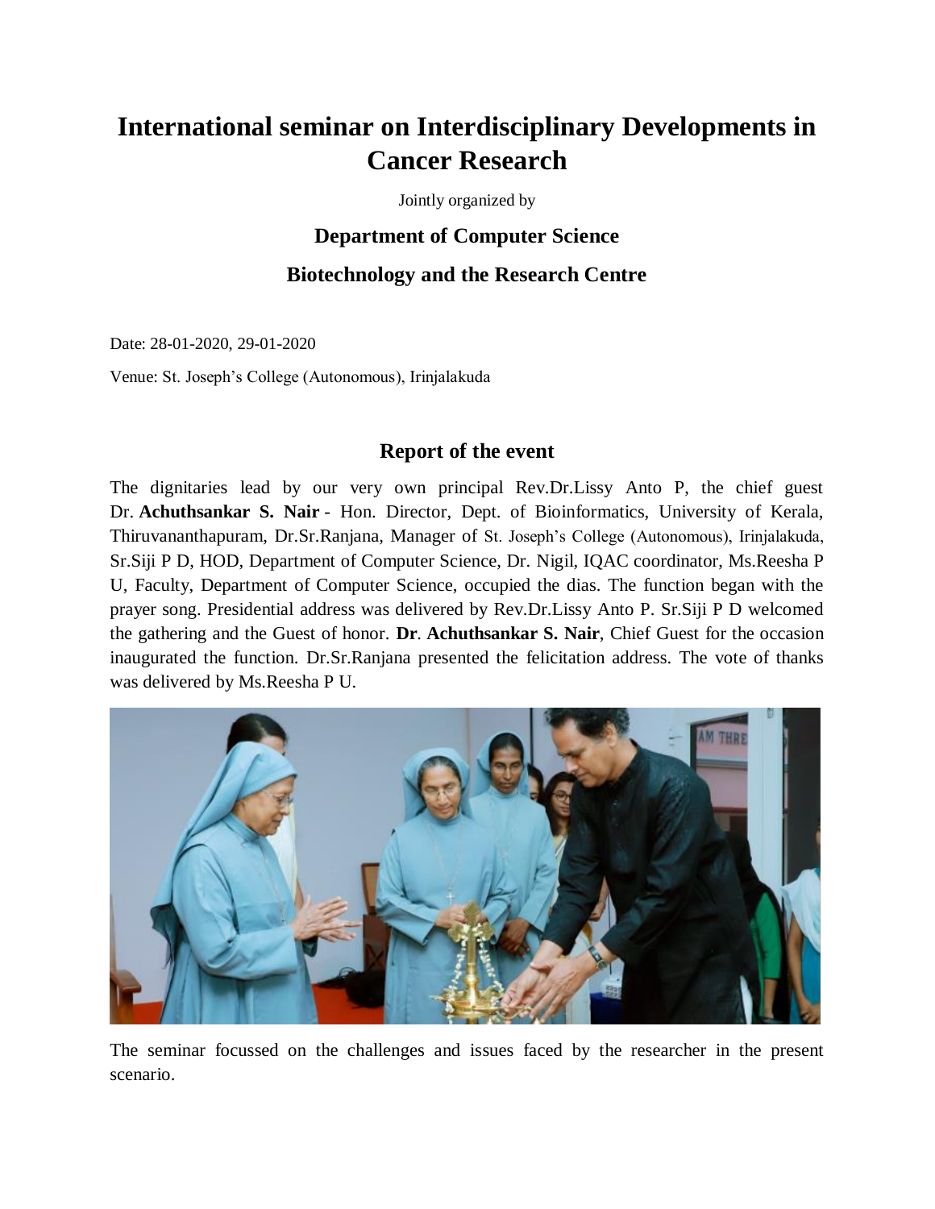# International seminar on Interdisciplinary Developments in Cancer Research

Jointly organized by

### Department of Computer Science

### Biotechnology and the Research Centre

Date: 28-01-2020, 29-01-2020

Venue: St. Joseph's College (Autonomous), Irinjalakuda

### Report of the event

The dignitaries lead by our very own principal Rev.Dr.Lissy Anto P, the chief guest Dr. **Achuthsankar S. Nair** - Hon. Director, Dept. of Bioinformatics, University of Kerala, Thiruvananthapuram, Dr.Sr.Ranjana, Manager of St. Joseph's College (Autonomous), Irinjalakuda, Sr.Siji P D, HOD, Department of Computer Science, Dr. Nigil, IQAC coordinator, Ms.Reesha P U, Faculty, Department of Computer Science, occupied the dias. The function began with the prayer song. Presidential address was delivered by Rev.Dr.Lissy Anto P. Sr.Siji P D welcomed the gathering and the Guest of honor. **Dr**. **Achuthsankar S. Nair**, Chief Guest for the occasion inaugurated the function. Dr.Sr.Ranjana presented the felicitation address. The vote of thanks was delivered by Ms.Reesha P U.

The seminar focussed on the challenges and issues faced by the researcher in the present scenario.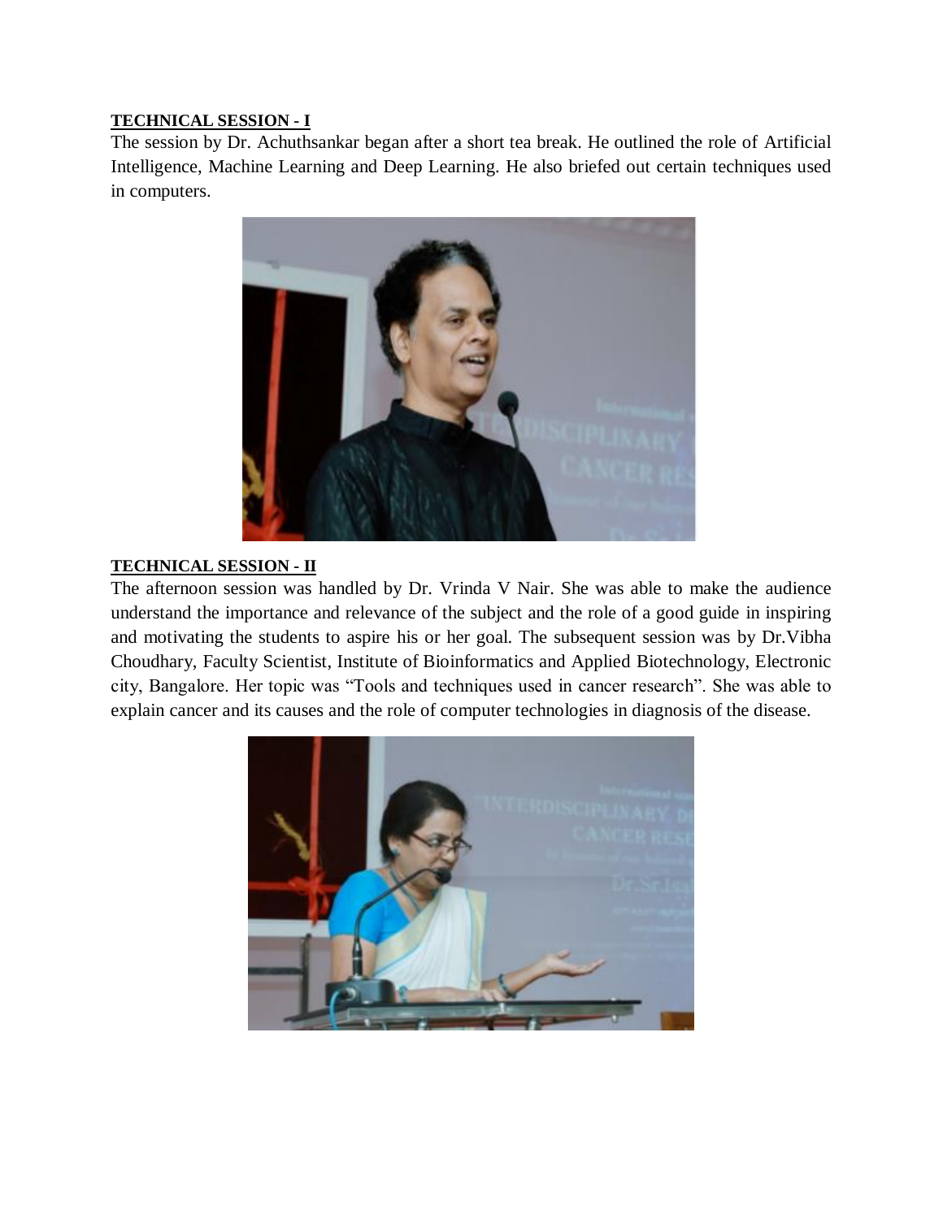**TECHNICAL SESSION - I**

The session by Dr. Achuthsankar began after a short tea break. He outlined the role of Artificial Intelligence, Machine Learning and Deep Learning. He also briefed out certain techniques used in computers.

**TECHNICAL SESSION - II**

The afternoon session was handled by Dr. Vrinda V Nair. She was able to make the audience understand the importance and relevance of the subject and the role of a good guide in inspiring and motivating the students to aspire his or her goal. The subsequent session was by Dr.Vibha Choudhary, Faculty Scientist, Institute of Bioinformatics and Applied Biotechnology, Electronic city, Bangalore. Her topic was "Tools and techniques used in cancer research". She was able to explain cancer and its causes and the role of computer technologies in diagnosis of the disease.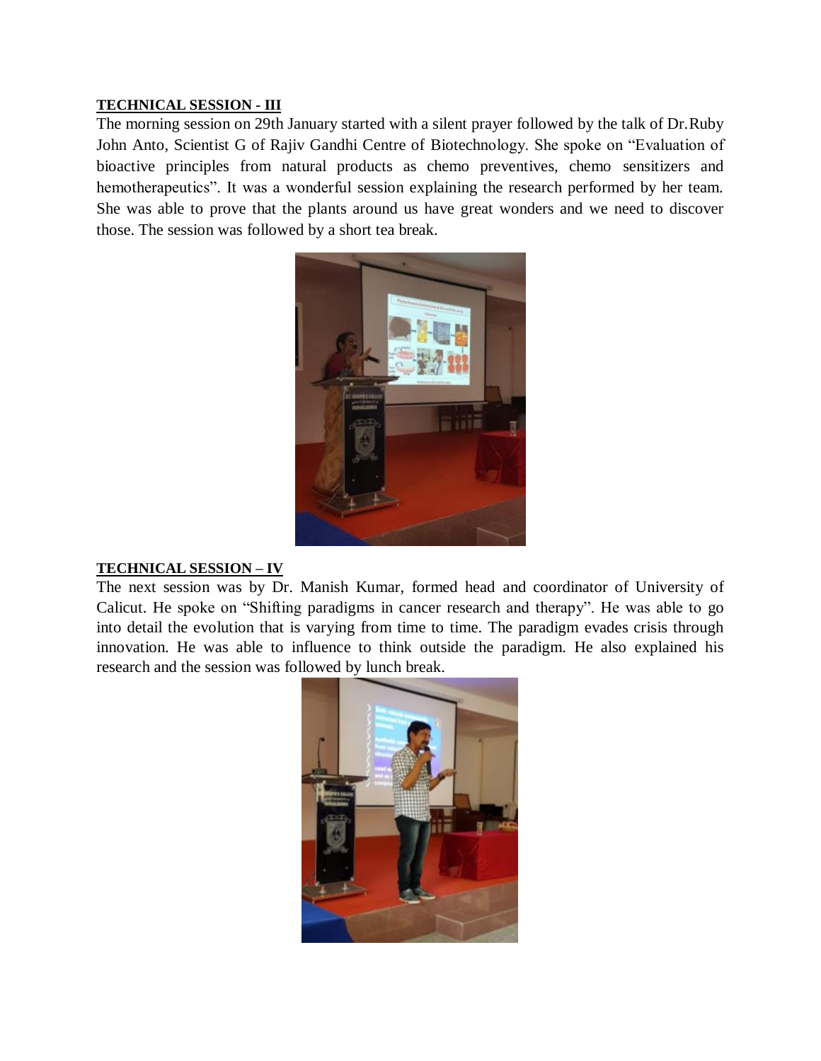**TECHNICAL SESSION - III**

The morning session on 29th January started with a silent prayer followed by the talk of Dr.Ruby John Anto, Scientist G of Rajiv Gandhi Centre of Biotechnology. She spoke on "Evaluation of bioactive principles from natural products as chemo preventives, chemo sensitizers and hemotherapeutics". It was a wonderful session explaining the research performed by her team. She was able to prove that the plants around us have great wonders and we need to discover those. The session was followed by a short tea break.

**TECHNICAL SESSION – IV**

The next session was by Dr. Manish Kumar, formed head and coordinator of University of Calicut. He spoke on "Shifting paradigms in cancer research and therapy". He was able to go into detail the evolution that is varying from time to time. The paradigm evades crisis through innovation. He was able to influence to think outside the paradigm. He also explained his research and the session was followed by lunch break.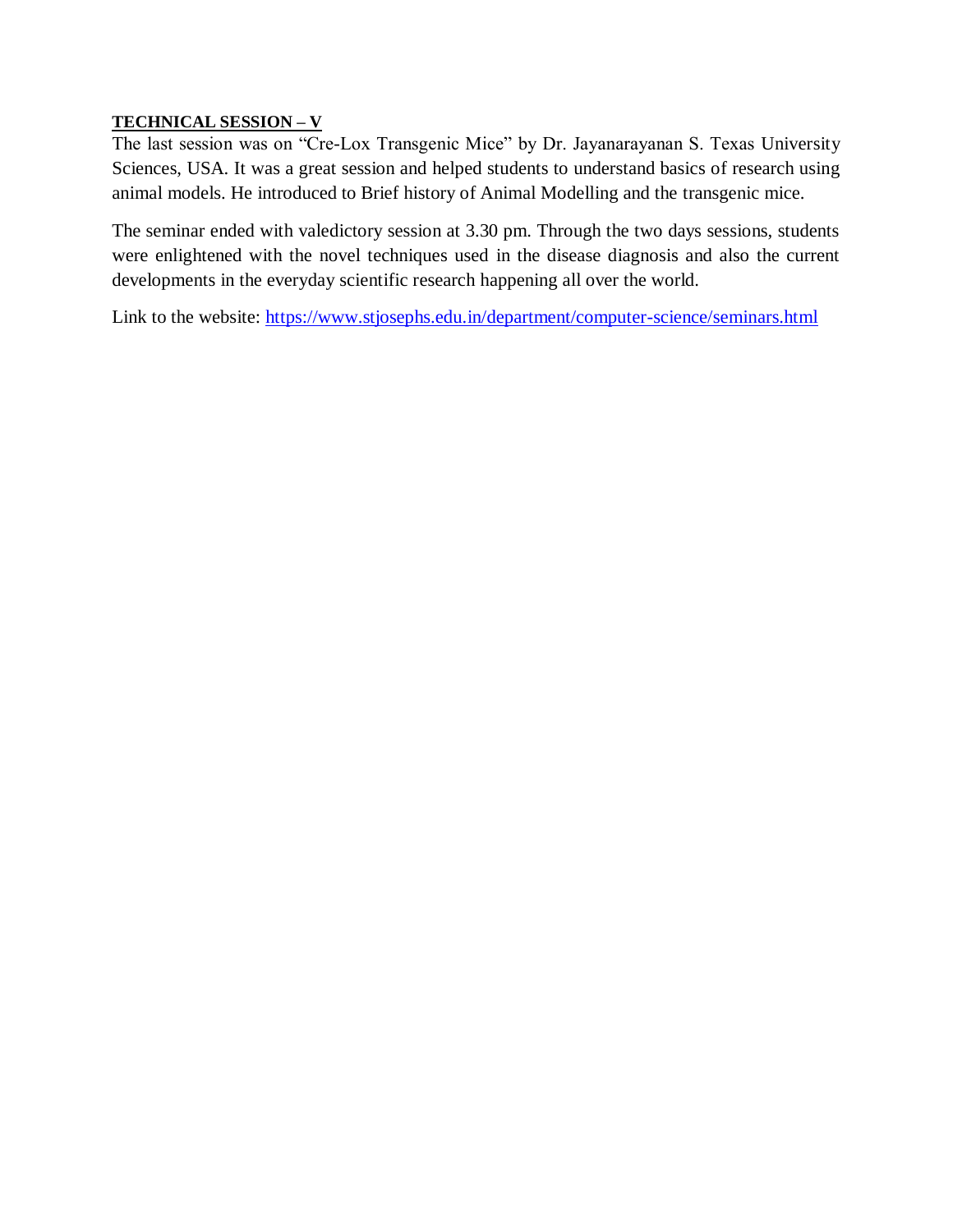**TECHNICAL SESSION – V**

The last session was on "Cre-Lox Transgenic Mice" by Dr. Jayanarayanan S. Texas University Sciences, USA. It was a great session and helped students to understand basics of research using animal models. He introduced to Brief history of Animal Modelling and the transgenic mice.

The seminar ended with valedictory session at 3.30 pm. Through the two days sessions, students were enlightened with the novel techniques used in the disease diagnosis and also the current developments in the everyday scientific research happening all over the world.

Link to the website: https://www.stjosephs.edu.in/department/computer-science/seminars.html